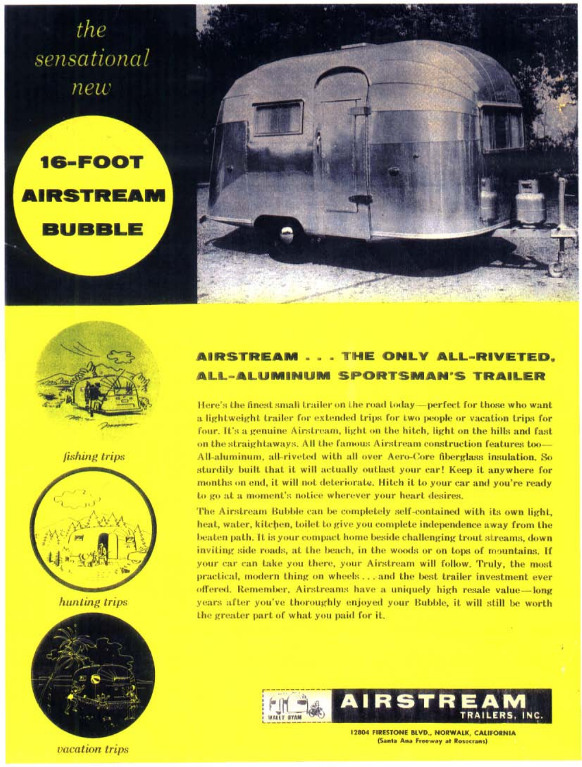*the sensational new*

# 16-FOOT AIRSTREAM BUBBLE

*fishing trips*

*hunting trips*

*vacation trips*

## AIRSTREAM . . . THE ONLY ALL-RIVETED, ALL-ALUMINUM SPORTSMAN'S TRAILER

Here's the finest small trailer on the road today—perfect for those who want a lightweight trailer for extended trips for two people or vacation trips for four. It's a genuine Airstream, light on the hitch, light on the hills and fast on the straightaways. All the famous Airstream construction features too—All-aluminum, all-riveted with all over Aero-Core fiberglass insulation. So sturdily built that it will actually outlast your car! Keep it anywhere for months on end, it will not deteriorate. Hitch it to your car and you're ready to go at a moment's notice wherever your heart desires.

The Airstream Bubble can be completely self-contained with its own light, heat, water, kitchen, toilet to give you complete independence away from the beaten path. It is your compact home beside challenging trout streams, down inviting side roads, at the beach, in the woods or on tops of mountains. If your car can take you there, your Airstream will follow. Truly, the most practical, modern thing on wheels . . . and the best trailer investment ever offered. Remember, Airstreams have a uniquely high resale value—long years after you've thoroughly enjoyed your Bubble, it will still be worth the greater part of what you paid for it.

WALLY BYAM

**AIRSTREAM TRAILERS, INC.**

12804 FIRESTONE BLVD., NORWALK, CALIFORNIA
(Santa Ana Freeway at Rosecrans)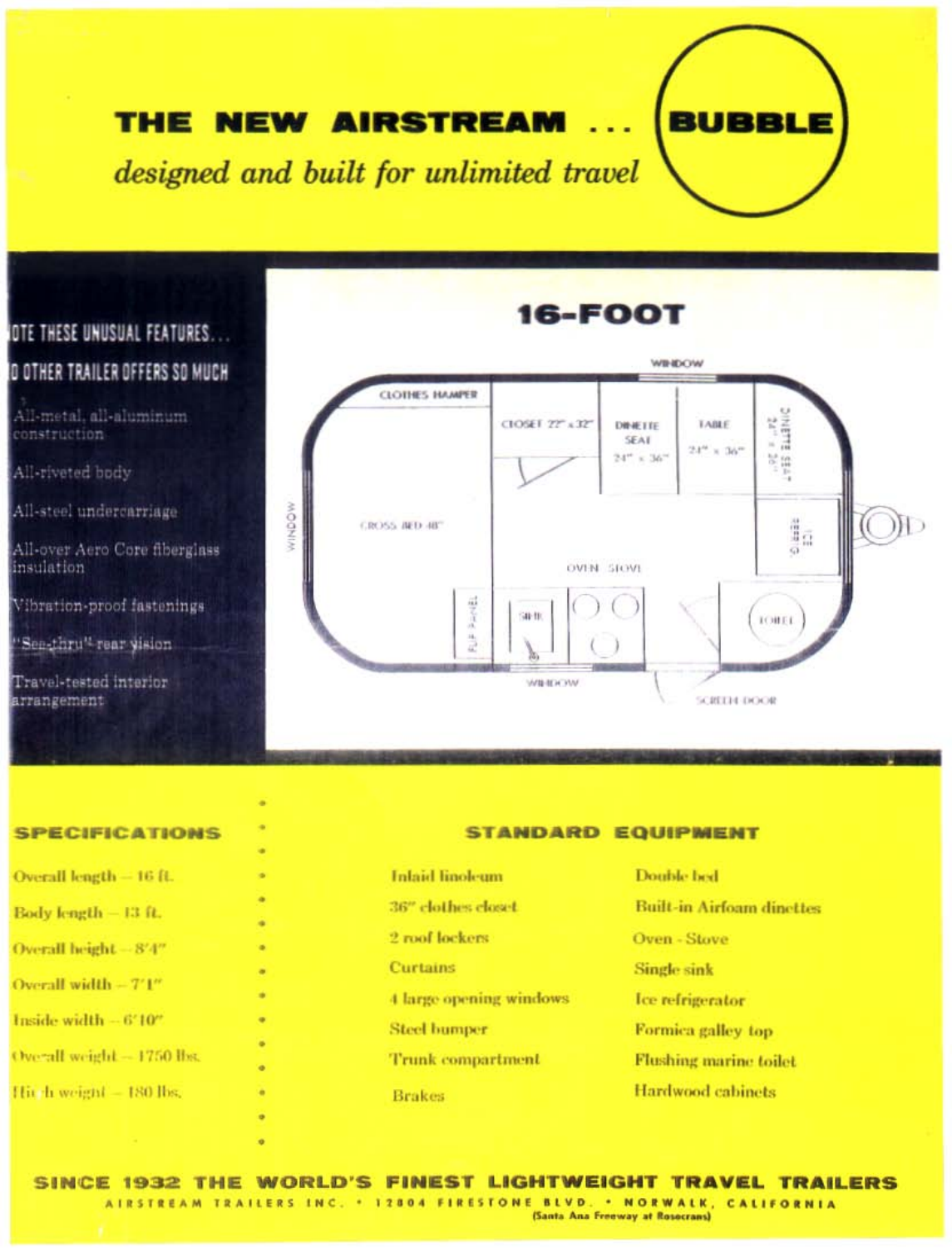# THE NEW AIRSTREAM ... BUBBLE

*designed and built for unlimited travel*

## OTE THESE UNUSUAL FEATURES...

## O OTHER TRAILER OFFERS SO MUCH

- All-metal, all-aluminum construction
- All-riveted body
- All-steel undercarriage
- All-over Aero Core fiberglass insulation
- Vibration-proof fastenings
- "See-thru" rear vision
- Travel-tested interior arrangement

## 16-FOOT

WINDOW

CLOTHES HAMPER

CLOSET 22" x 32"

DINETTE SEAT 24" x 36"

TABLE 24" x 36"

DINETTE SEAT 24" x 26"

WINDOW

CROSS BED 48"

ICE BOX

OVEN STOVE

FLIP PANEL

SINK

TOILET

WINDOW

SCREEN DOOR

## SPECIFICATIONS

- Overall length — 16 ft.
- Body length — 13 ft.
- Overall height — 8'4"
- Overall width — 7'1"
- Inside width — 6'10"
- Overall weight — 1750 lbs.
- Hitch weight — 180 lbs.

## STANDARD EQUIPMENT

- Inlaid linoleum
- 36" clothes closet
- 2 roof lockers
- Curtains
- 4 large opening windows
- Steel bumper
- Trunk compartment
- Brakes
- Double bed
- Built-in Airfoam dinettes
- Oven - Stove
- Single sink
- Ice refrigerator
- Formica galley top
- Flushing marine toilet
- Hardwood cabinets

**SINCE 1932 THE WORLD'S FINEST LIGHTWEIGHT TRAVEL TRAILERS**

AIRSTREAM TRAILERS INC. • 12804 FIRESTONE BLVD. • NORWALK, CALIFORNIA

(Santa Ana Freeway at Rosecrans)